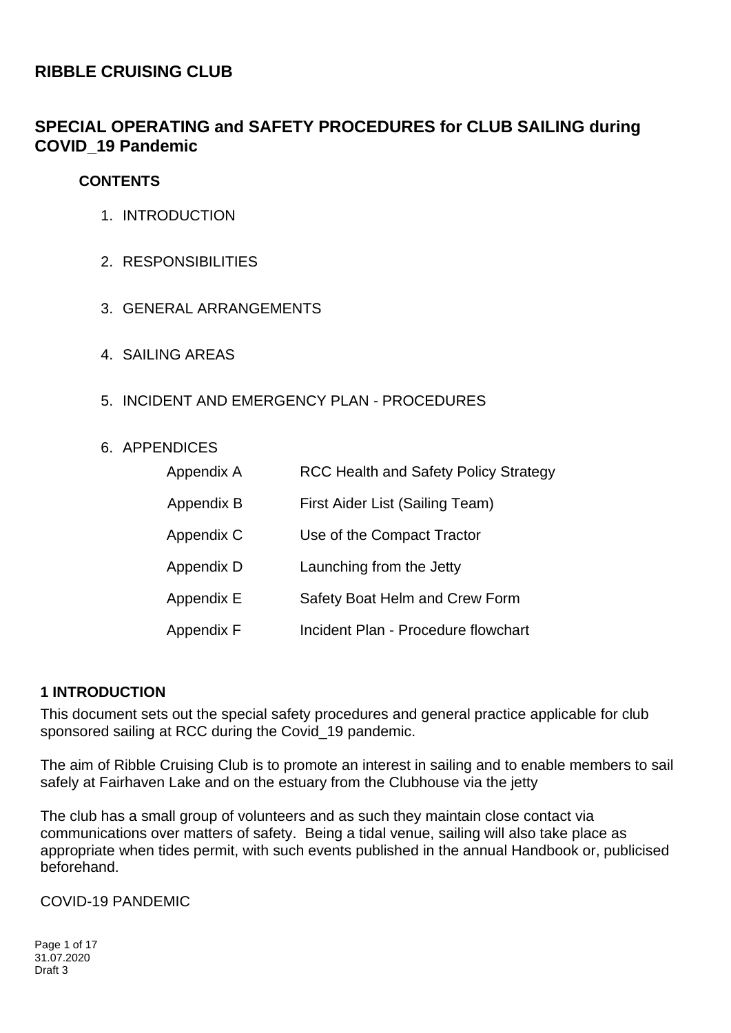# RIBBLE CRUISING CLUB

## SPECIAL OPERATING and SAFETY PROCEDURES for CLUB SAILING during COVID_19 Pandemic

**CONTENTS**

1. INTRODUCTION
2. RESPONSIBILITIES
3. GENERAL ARRANGEMENTS
4. SAILING AREAS
5. INCIDENT AND EMERGENCY PLAN - PROCEDURES
6. APPENDICES

| | |
|---|---|
| Appendix A | RCC Health and Safety Policy Strategy |
| Appendix B | First Aider List (Sailing Team) |
| Appendix C | Use of the Compact Tractor |
| Appendix D | Launching from the Jetty |
| Appendix E | Safety Boat Helm and Crew Form |
| Appendix F | Incident Plan - Procedure flowchart |

### 1 INTRODUCTION

This document sets out the special safety procedures and general practice applicable for club sponsored sailing at RCC during the Covid_19 pandemic.

The aim of Ribble Cruising Club is to promote an interest in sailing and to enable members to sail safely at Fairhaven Lake and on the estuary from the Clubhouse via the jetty

The club has a small group of volunteers and as such they maintain close contact via communications over matters of safety. Being a tidal venue, sailing will also take place as appropriate when tides permit, with such events published in the annual Handbook or, publicised beforehand.

COVID-19 PANDEMIC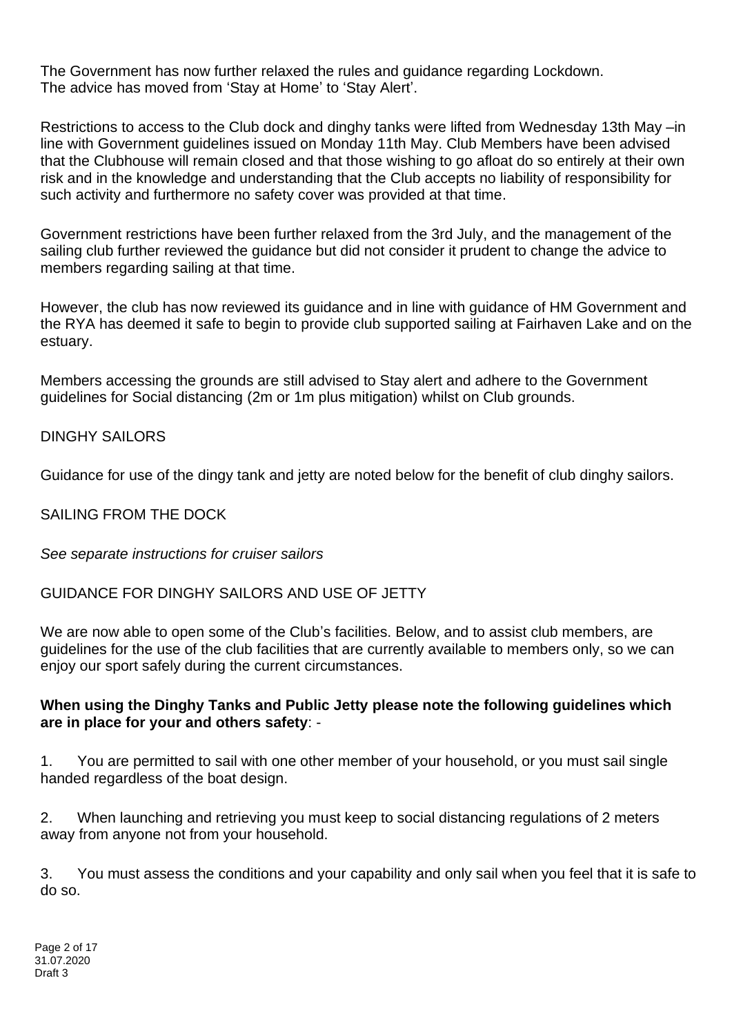The Government has now further relaxed the rules and guidance regarding Lockdown.
The advice has moved from 'Stay at Home' to 'Stay Alert'.

Restrictions to access to the Club dock and dinghy tanks were lifted from Wednesday 13th May –in line with Government guidelines issued on Monday 11th May. Club Members have been advised that the Clubhouse will remain closed and that those wishing to go afloat do so entirely at their own risk and in the knowledge and understanding that the Club accepts no liability of responsibility for such activity and furthermore no safety cover was provided at that time.

Government restrictions have been further relaxed from the 3rd July, and the management of the sailing club further reviewed the guidance but did not consider it prudent to change the advice to members regarding sailing at that time.

However, the club has now reviewed its guidance and in line with guidance of HM Government and the RYA has deemed it safe to begin to provide club supported sailing at Fairhaven Lake and on the estuary.

Members accessing the grounds are still advised to Stay alert and adhere to the Government guidelines for Social distancing (2m or 1m plus mitigation) whilst on Club grounds.

DINGHY SAILORS

Guidance for use of the dingy tank and jetty are noted below for the benefit of club dinghy sailors.

SAILING FROM THE DOCK

*See separate instructions for cruiser sailors*

GUIDANCE FOR DINGHY SAILORS AND USE OF JETTY

We are now able to open some of the Club's facilities. Below, and to assist club members, are guidelines for the use of the club facilities that are currently available to members only, so we can enjoy our sport safely during the current circumstances.

**When using the Dinghy Tanks and Public Jetty please note the following guidelines which are in place for your and others safety**: -

1. You are permitted to sail with one other member of your household, or you must sail single handed regardless of the boat design.

2. When launching and retrieving you must keep to social distancing regulations of 2 meters away from anyone not from your household.

3. You must assess the conditions and your capability and only sail when you feel that it is safe to do so.

31.07.2020
Draft 3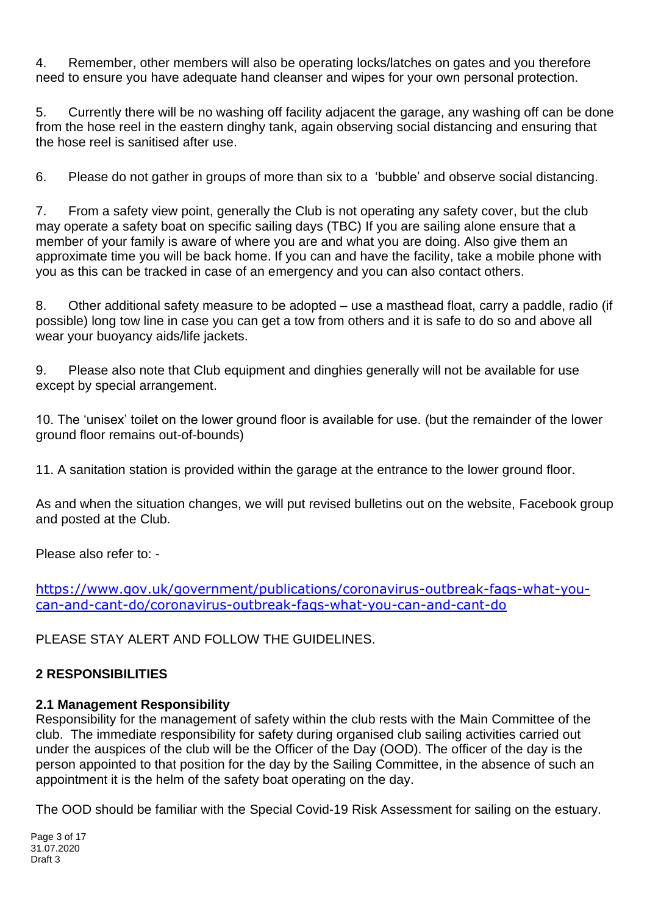4. Remember, other members will also be operating locks/latches on gates and you therefore need to ensure you have adequate hand cleanser and wipes for your own personal protection.

5. Currently there will be no washing off facility adjacent the garage, any washing off can be done from the hose reel in the eastern dinghy tank, again observing social distancing and ensuring that the hose reel is sanitised after use.

6. Please do not gather in groups of more than six to a 'bubble' and observe social distancing.

7. From a safety view point, generally the Club is not operating any safety cover, but the club may operate a safety boat on specific sailing days (TBC) If you are sailing alone ensure that a member of your family is aware of where you are and what you are doing. Also give them an approximate time you will be back home. If you can and have the facility, take a mobile phone with you as this can be tracked in case of an emergency and you can also contact others.

8. Other additional safety measure to be adopted – use a masthead float, carry a paddle, radio (if possible) long tow line in case you can get a tow from others and it is safe to do so and above all wear your buoyancy aids/life jackets.

9. Please also note that Club equipment and dinghies generally will not be available for use except by special arrangement.

10. The 'unisex' toilet on the lower ground floor is available for use. (but the remainder of the lower ground floor remains out-of-bounds)

11. A sanitation station is provided within the garage at the entrance to the lower ground floor.

As and when the situation changes, we will put revised bulletins out on the website, Facebook group and posted at the Club.

Please also refer to: -

https://www.gov.uk/government/publications/coronavirus-outbreak-faqs-what-you-can-and-cant-do/coronavirus-outbreak-faqs-what-you-can-and-cant-do

PLEASE STAY ALERT AND FOLLOW THE GUIDELINES.

## 2 RESPONSIBILITIES

### 2.1 Management Responsibility

Responsibility for the management of safety within the club rests with the Main Committee of the club. The immediate responsibility for safety during organised club sailing activities carried out under the auspices of the club will be the Officer of the Day (OOD). The officer of the day is the person appointed to that position for the day by the Sailing Committee, in the absence of such an appointment it is the helm of the safety boat operating on the day.

The OOD should be familiar with the Special Covid-19 Risk Assessment for sailing on the estuary.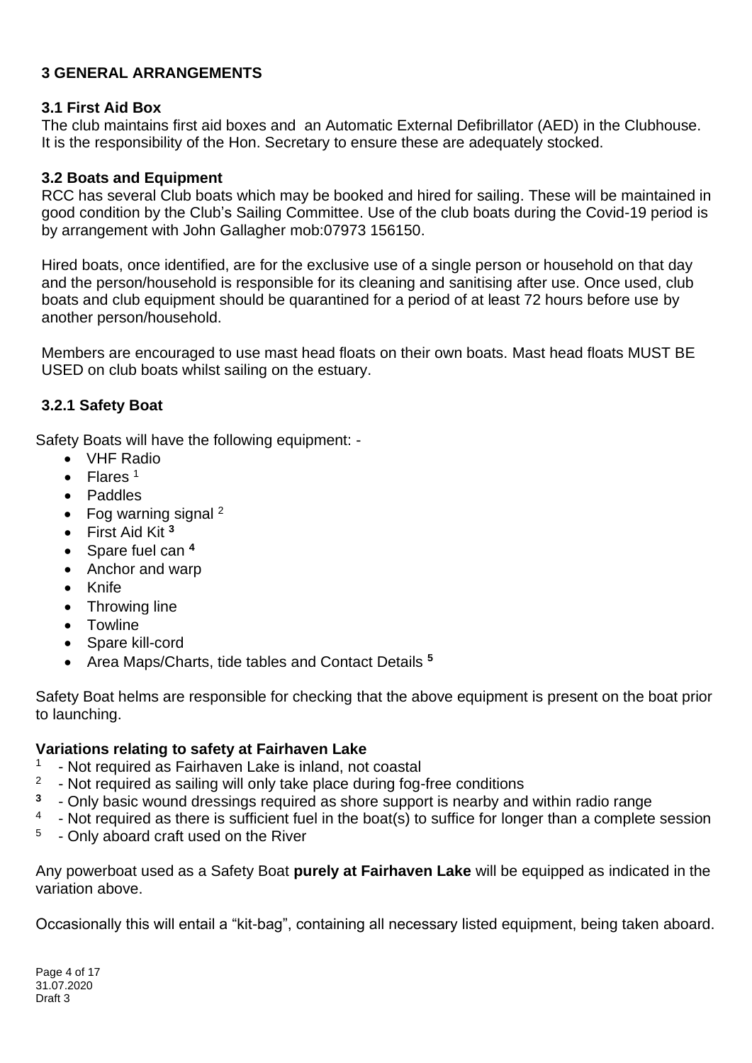## 3 GENERAL ARRANGEMENTS

### 3.1 First Aid Box

The club maintains first aid boxes and an Automatic External Defibrillator (AED) in the Clubhouse. It is the responsibility of the Hon. Secretary to ensure these are adequately stocked.

### 3.2 Boats and Equipment

RCC has several Club boats which may be booked and hired for sailing. These will be maintained in good condition by the Club's Sailing Committee. Use of the club boats during the Covid-19 period is by arrangement with John Gallagher mob:07973 156150.

Hired boats, once identified, are for the exclusive use of a single person or household on that day and the person/household is responsible for its cleaning and sanitising after use. Once used, club boats and club equipment should be quarantined for a period of at least 72 hours before use by another person/household.

Members are encouraged to use mast head floats on their own boats. Mast head floats MUST BE USED on club boats whilst sailing on the estuary.

#### 3.2.1 Safety Boat

Safety Boats will have the following equipment: -

- VHF Radio
- Flares [1]
- Paddles
- Fog warning signal [2]
- First Aid Kit [3]
- Spare fuel can [4]
- Anchor and warp
- Knife
- Throwing line
- Towline
- Spare kill-cord
- Area Maps/Charts, tide tables and Contact Details [5]

Safety Boat helms are responsible for checking that the above equipment is present on the boat prior to launching.

**Variations relating to safety at Fairhaven Lake**

[1] - Not required as Fairhaven Lake is inland, not coastal
[2] - Not required as sailing will only take place during fog-free conditions
[3] - Only basic wound dressings required as shore support is nearby and within radio range
[4] - Not required as there is sufficient fuel in the boat(s) to suffice for longer than a complete session
[5] - Only aboard craft used on the River

Any powerboat used as a Safety Boat **purely at Fairhaven Lake** will be equipped as indicated in the variation above.

Occasionally this will entail a "kit-bag", containing all necessary listed equipment, being taken aboard.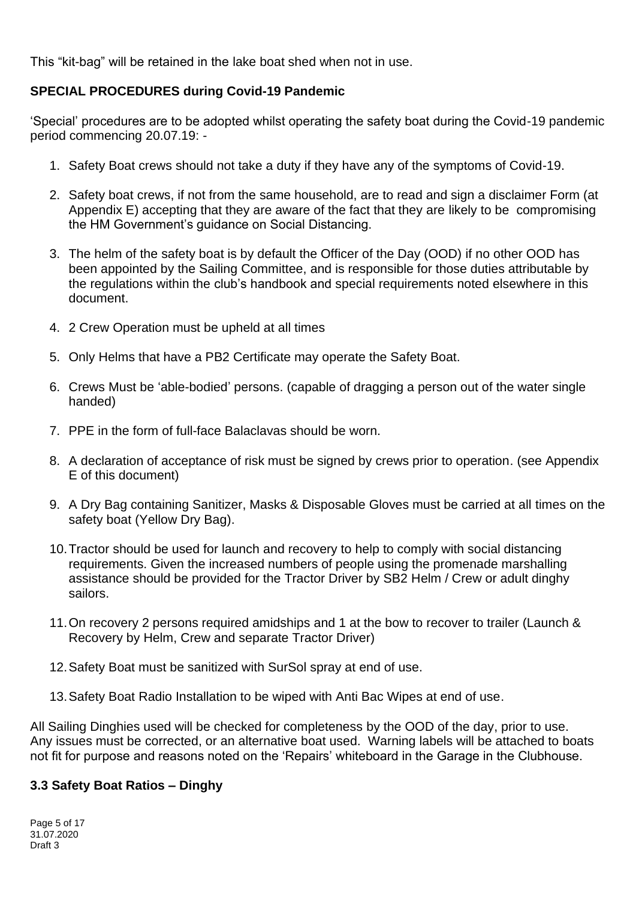This "kit-bag" will be retained in the lake boat shed when not in use.

**SPECIAL PROCEDURES during Covid-19 Pandemic**

'Special' procedures are to be adopted whilst operating the safety boat during the Covid-19 pandemic period commencing 20.07.19: -

1. Safety Boat crews should not take a duty if they have any of the symptoms of Covid-19.
2. Safety boat crews, if not from the same household, are to read and sign a disclaimer Form (at Appendix E) accepting that they are aware of the fact that they are likely to be compromising the HM Government's guidance on Social Distancing.
3. The helm of the safety boat is by default the Officer of the Day (OOD) if no other OOD has been appointed by the Sailing Committee, and is responsible for those duties attributable by the regulations within the club's handbook and special requirements noted elsewhere in this document.
4. 2 Crew Operation must be upheld at all times
5. Only Helms that have a PB2 Certificate may operate the Safety Boat.
6. Crews Must be 'able-bodied' persons. (capable of dragging a person out of the water single handed)
7. PPE in the form of full-face Balaclavas should be worn.
8. A declaration of acceptance of risk must be signed by crews prior to operation. (see Appendix E of this document)
9. A Dry Bag containing Sanitizer, Masks & Disposable Gloves must be carried at all times on the safety boat (Yellow Dry Bag).
10. Tractor should be used for launch and recovery to help to comply with social distancing requirements. Given the increased numbers of people using the promenade marshalling assistance should be provided for the Tractor Driver by SB2 Helm / Crew or adult dinghy sailors.
11. On recovery 2 persons required amidships and 1 at the bow to recover to trailer (Launch & Recovery by Helm, Crew and separate Tractor Driver)
12. Safety Boat must be sanitized with SurSol spray at end of use.
13. Safety Boat Radio Installation to be wiped with Anti Bac Wipes at end of use.

All Sailing Dinghies used will be checked for completeness by the OOD of the day, prior to use. Any issues must be corrected, or an alternative boat used. Warning labels will be attached to boats not fit for purpose and reasons noted on the 'Repairs' whiteboard in the Garage in the Clubhouse.

### 3.3 Safety Boat Ratios – Dinghy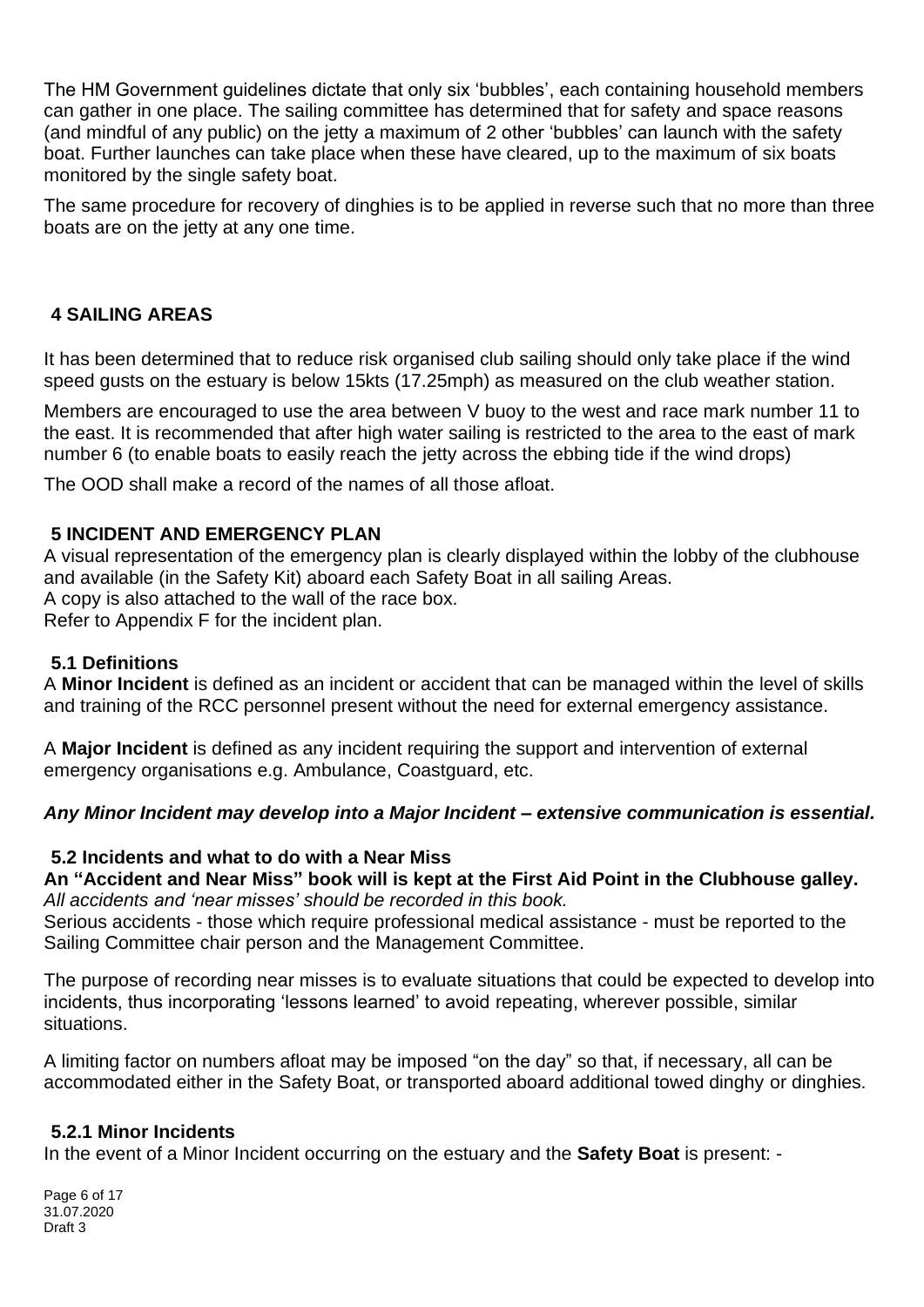The HM Government guidelines dictate that only six 'bubbles', each containing household members can gather in one place. The sailing committee has determined that for safety and space reasons (and mindful of any public) on the jetty a maximum of 2 other 'bubbles' can launch with the safety boat. Further launches can take place when these have cleared, up to the maximum of six boats monitored by the single safety boat.

The same procedure for recovery of dinghies is to be applied in reverse such that no more than three boats are on the jetty at any one time.

## 4 SAILING AREAS

It has been determined that to reduce risk organised club sailing should only take place if the wind speed gusts on the estuary is below 15kts (17.25mph) as measured on the club weather station.

Members are encouraged to use the area between V buoy to the west and race mark number 11 to the east. It is recommended that after high water sailing is restricted to the area to the east of mark number 6 (to enable boats to easily reach the jetty across the ebbing tide if the wind drops)

The OOD shall make a record of the names of all those afloat.

## 5 INCIDENT AND EMERGENCY PLAN

A visual representation of the emergency plan is clearly displayed within the lobby of the clubhouse and available (in the Safety Kit) aboard each Safety Boat in all sailing Areas.
A copy is also attached to the wall of the race box.
Refer to Appendix F for the incident plan.

### 5.1 Definitions

A **Minor Incident** is defined as an incident or accident that can be managed within the level of skills and training of the RCC personnel present without the need for external emergency assistance.

A **Major Incident** is defined as any incident requiring the support and intervention of external emergency organisations e.g. Ambulance, Coastguard, etc.

***Any Minor Incident may develop into a Major Incident – extensive communication is essential.***

### 5.2 Incidents and what to do with a Near Miss

**An "Accident and Near Miss" book will is kept at the First Aid Point in the Clubhouse galley.**
*All accidents and 'near misses' should be recorded in this book.*
Serious accidents - those which require professional medical assistance - must be reported to the Sailing Committee chair person and the Management Committee.

The purpose of recording near misses is to evaluate situations that could be expected to develop into incidents, thus incorporating 'lessons learned' to avoid repeating, wherever possible, similar situations.

A limiting factor on numbers afloat may be imposed "on the day" so that, if necessary, all can be accommodated either in the Safety Boat, or transported aboard additional towed dinghy or dinghies.

#### 5.2.1 Minor Incidents

In the event of a Minor Incident occurring on the estuary and the **Safety Boat** is present: -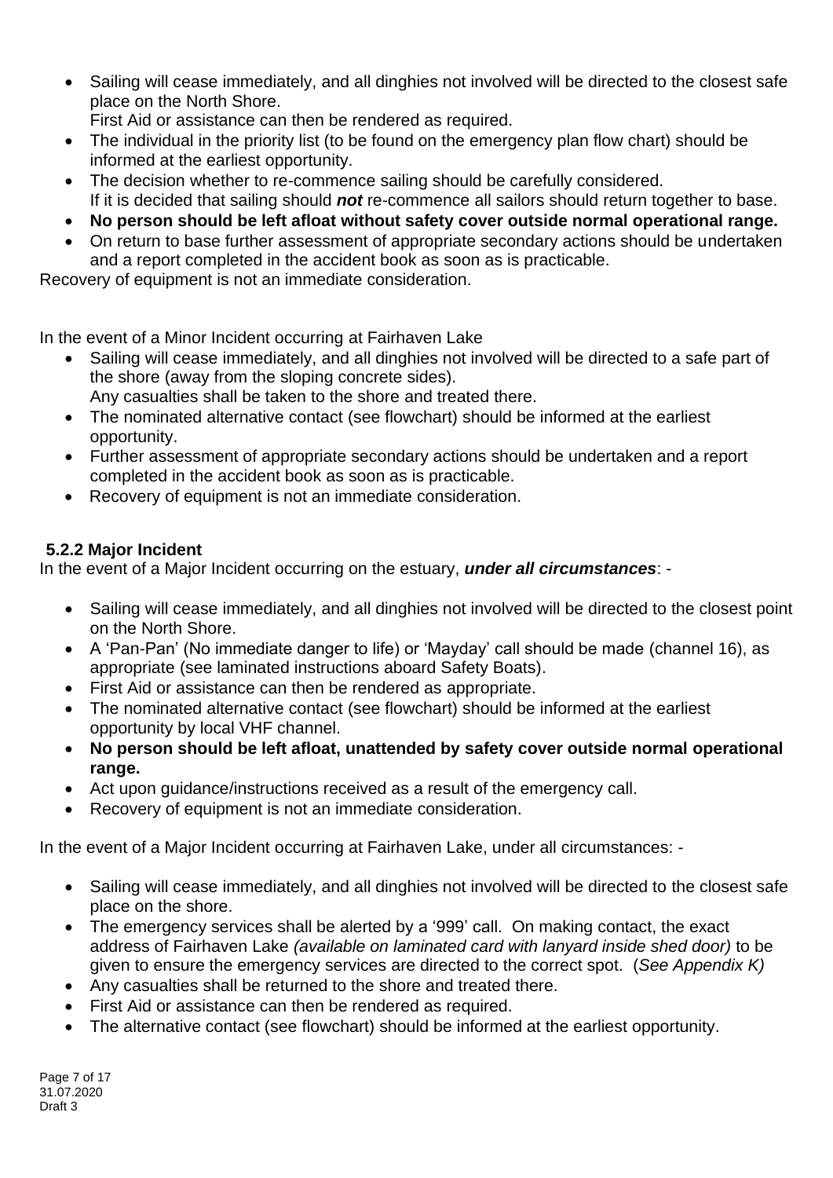- Sailing will cease immediately, and all dinghies not involved will be directed to the closest safe place on the North Shore.
  First Aid or assistance can then be rendered as required.
- The individual in the priority list (to be found on the emergency plan flow chart) should be informed at the earliest opportunity.
- The decision whether to re-commence sailing should be carefully considered.
  If it is decided that sailing should ***not*** re-commence all sailors should return together to base.
- **No person should be left afloat without safety cover outside normal operational range.**
- On return to base further assessment of appropriate secondary actions should be undertaken and a report completed in the accident book as soon as is practicable.

Recovery of equipment is not an immediate consideration.

In the event of a Minor Incident occurring at Fairhaven Lake

- Sailing will cease immediately, and all dinghies not involved will be directed to a safe part of the shore (away from the sloping concrete sides).
  Any casualties shall be taken to the shore and treated there.
- The nominated alternative contact (see flowchart) should be informed at the earliest opportunity.
- Further assessment of appropriate secondary actions should be undertaken and a report completed in the accident book as soon as is practicable.
- Recovery of equipment is not an immediate consideration.

### 5.2.2 Major Incident

In the event of a Major Incident occurring on the estuary, ***under all circumstances***: -

- Sailing will cease immediately, and all dinghies not involved will be directed to the closest point on the North Shore.
- A 'Pan-Pan' (No immediate danger to life) or 'Mayday' call should be made (channel 16), as appropriate (see laminated instructions aboard Safety Boats).
- First Aid or assistance can then be rendered as appropriate.
- The nominated alternative contact (see flowchart) should be informed at the earliest opportunity by local VHF channel.
- **No person should be left afloat, unattended by safety cover outside normal operational range.**
- Act upon guidance/instructions received as a result of the emergency call.
- Recovery of equipment is not an immediate consideration.

In the event of a Major Incident occurring at Fairhaven Lake, under all circumstances: -

- Sailing will cease immediately, and all dinghies not involved will be directed to the closest safe place on the shore.
- The emergency services shall be alerted by a '999' call. On making contact, the exact address of Fairhaven Lake *(available on laminated card with lanyard inside shed door)* to be given to ensure the emergency services are directed to the correct spot. (*See Appendix K)*
- Any casualties shall be returned to the shore and treated there.
- First Aid or assistance can then be rendered as required.
- The alternative contact (see flowchart) should be informed at the earliest opportunity.

31.07.2020
Draft 3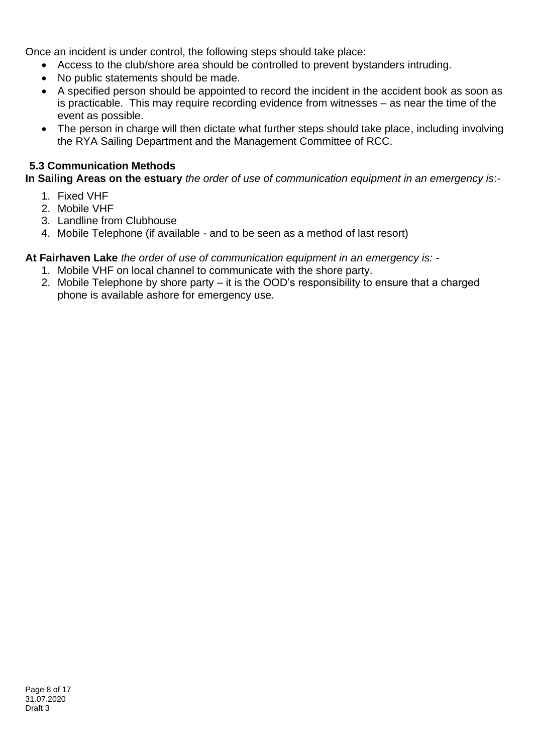Once an incident is under control, the following steps should take place:

- Access to the club/shore area should be controlled to prevent bystanders intruding.
- No public statements should be made.
- A specified person should be appointed to record the incident in the accident book as soon as is practicable. This may require recording evidence from witnesses – as near the time of the event as possible.
- The person in charge will then dictate what further steps should take place, including involving the RYA Sailing Department and the Management Committee of RCC.

### 5.3 Communication Methods

**In Sailing Areas on the estuary** *the order of use of communication equipment in an emergency is*:-

1. Fixed VHF
2. Mobile VHF
3. Landline from Clubhouse
4. Mobile Telephone (if available - and to be seen as a method of last resort)

**At Fairhaven Lake** *the order of use of communication equipment in an emergency is: -*

1. Mobile VHF on local channel to communicate with the shore party.
2. Mobile Telephone by shore party – it is the OOD's responsibility to ensure that a charged phone is available ashore for emergency use.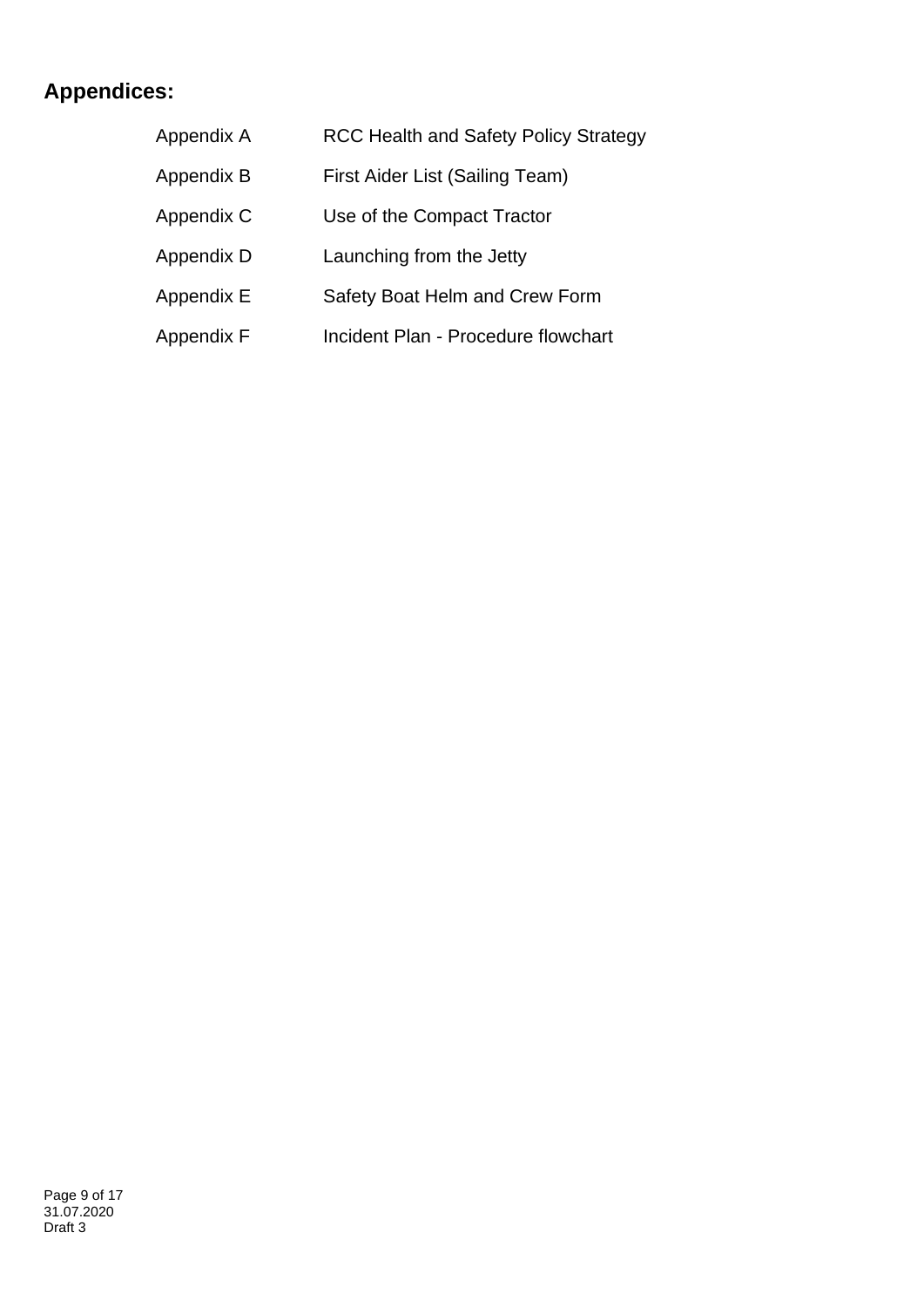## Appendices:

| | |
|---|---|
| Appendix A | RCC Health and Safety Policy Strategy |
| Appendix B | First Aider List (Sailing Team) |
| Appendix C | Use of the Compact Tractor |
| Appendix D | Launching from the Jetty |
| Appendix E | Safety Boat Helm and Crew Form |
| Appendix F | Incident Plan - Procedure flowchart |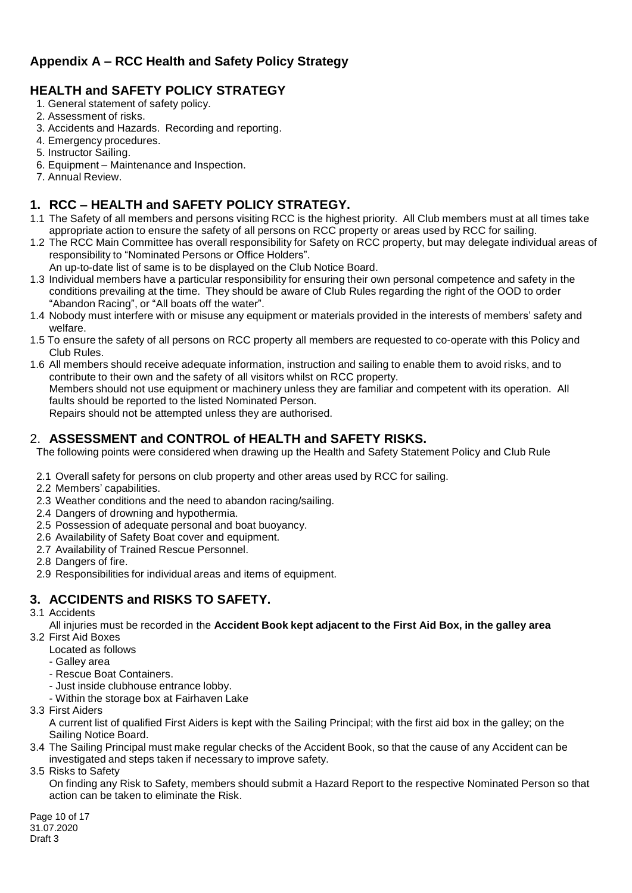## Appendix A – RCC Health and Safety Policy Strategy

## HEALTH and SAFETY POLICY STRATEGY

1. General statement of safety policy.
2. Assessment of risks.
3. Accidents and Hazards. Recording and reporting.
4. Emergency procedures.
5. Instructor Sailing.
6. Equipment – Maintenance and Inspection.
7. Annual Review.

## 1. RCC – HEALTH and SAFETY POLICY STRATEGY.

1.1 The Safety of all members and persons visiting RCC is the highest priority. All Club members must at all times take appropriate action to ensure the safety of all persons on RCC property or areas used by RCC for sailing.

1.2 The RCC Main Committee has overall responsibility for Safety on RCC property, but may delegate individual areas of responsibility to "Nominated Persons or Office Holders".
An up-to-date list of same is to be displayed on the Club Notice Board.

1.3 Individual members have a particular responsibility for ensuring their own personal competence and safety in the conditions prevailing at the time. They should be aware of Club Rules regarding the right of the OOD to order "Abandon Racing", or "All boats off the water".

1.4 Nobody must interfere with or misuse any equipment or materials provided in the interests of members' safety and welfare.

1.5 To ensure the safety of all persons on RCC property all members are requested to co-operate with this Policy and Club Rules.

1.6 All members should receive adequate information, instruction and sailing to enable them to avoid risks, and to contribute to their own and the safety of all visitors whilst on RCC property.
Members should not use equipment or machinery unless they are familiar and competent with its operation. All faults should be reported to the listed Nominated Person.
Repairs should not be attempted unless they are authorised.

## 2. ASSESSMENT and CONTROL of HEALTH and SAFETY RISKS.

The following points were considered when drawing up the Health and Safety Statement Policy and Club Rule

2.1 Overall safety for persons on club property and other areas used by RCC for sailing.
2.2 Members' capabilities.
2.3 Weather conditions and the need to abandon racing/sailing.
2.4 Dangers of drowning and hypothermia.
2.5 Possession of adequate personal and boat buoyancy.
2.6 Availability of Safety Boat cover and equipment.
2.7 Availability of Trained Rescue Personnel.
2.8 Dangers of fire.
2.9 Responsibilities for individual areas and items of equipment.

## 3. ACCIDENTS and RISKS TO SAFETY.

3.1 Accidents
All injuries must be recorded in the **Accident Book kept adjacent to the First Aid Box, in the galley area**

3.2 First Aid Boxes
Located as follows
- Galley area
- Rescue Boat Containers.
- Just inside clubhouse entrance lobby.
- Within the storage box at Fairhaven Lake

3.3 First Aiders
A current list of qualified First Aiders is kept with the Sailing Principal; with the first aid box in the galley; on the Sailing Notice Board.

3.4 The Sailing Principal must make regular checks of the Accident Book, so that the cause of any Accident can be investigated and steps taken if necessary to improve safety.

3.5 Risks to Safety
On finding any Risk to Safety, members should submit a Hazard Report to the respective Nominated Person so that action can be taken to eliminate the Risk.

31.07.2020
Draft 3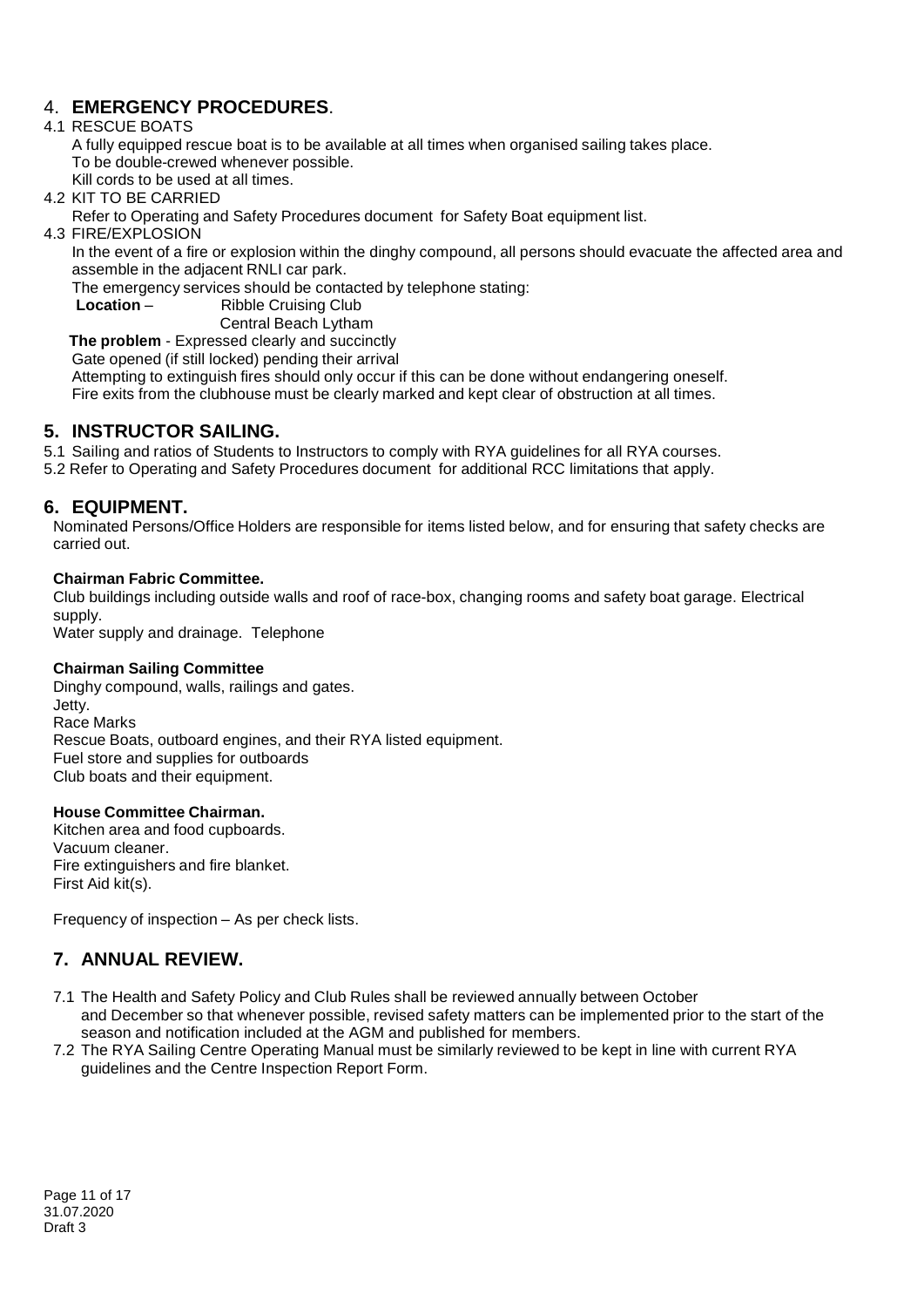## 4. **EMERGENCY PROCEDURES**.

4.1 RESCUE BOATS

A fully equipped rescue boat is to be available at all times when organised sailing takes place.
To be double-crewed whenever possible.
Kill cords to be used at all times.

4.2 KIT TO BE CARRIED

Refer to Operating and Safety Procedures document for Safety Boat equipment list.

4.3 FIRE/EXPLOSION

In the event of a fire or explosion within the dinghy compound, all persons should evacuate the affected area and assemble in the adjacent RNLI car park.

The emergency services should be contacted by telephone stating:

**Location** – Ribble Cruising Club
Central Beach Lytham

**The problem** - Expressed clearly and succinctly

Gate opened (if still locked) pending their arrival

Attempting to extinguish fires should only occur if this can be done without endangering oneself.

Fire exits from the clubhouse must be clearly marked and kept clear of obstruction at all times.

## 5. INSTRUCTOR SAILING.

5.1 Sailing and ratios of Students to Instructors to comply with RYA guidelines for all RYA courses.

5.2 Refer to Operating and Safety Procedures document for additional RCC limitations that apply.

## 6. EQUIPMENT.

Nominated Persons/Office Holders are responsible for items listed below, and for ensuring that safety checks are carried out.

**Chairman Fabric Committee.**

Club buildings including outside walls and roof of race-box, changing rooms and safety boat garage. Electrical supply.
Water supply and drainage. Telephone

**Chairman Sailing Committee**

Dinghy compound, walls, railings and gates.
Jetty.
Race Marks
Rescue Boats, outboard engines, and their RYA listed equipment.
Fuel store and supplies for outboards
Club boats and their equipment.

**House Committee Chairman.**

Kitchen area and food cupboards.
Vacuum cleaner.
Fire extinguishers and fire blanket.
First Aid kit(s).

Frequency of inspection – As per check lists.

## 7. ANNUAL REVIEW.

7.1 The Health and Safety Policy and Club Rules shall be reviewed annually between October and December so that whenever possible, revised safety matters can be implemented prior to the start of the season and notification included at the AGM and published for members.

7.2 The RYA Sailing Centre Operating Manual must be similarly reviewed to be kept in line with current RYA guidelines and the Centre Inspection Report Form.

31.07.2020
Draft 3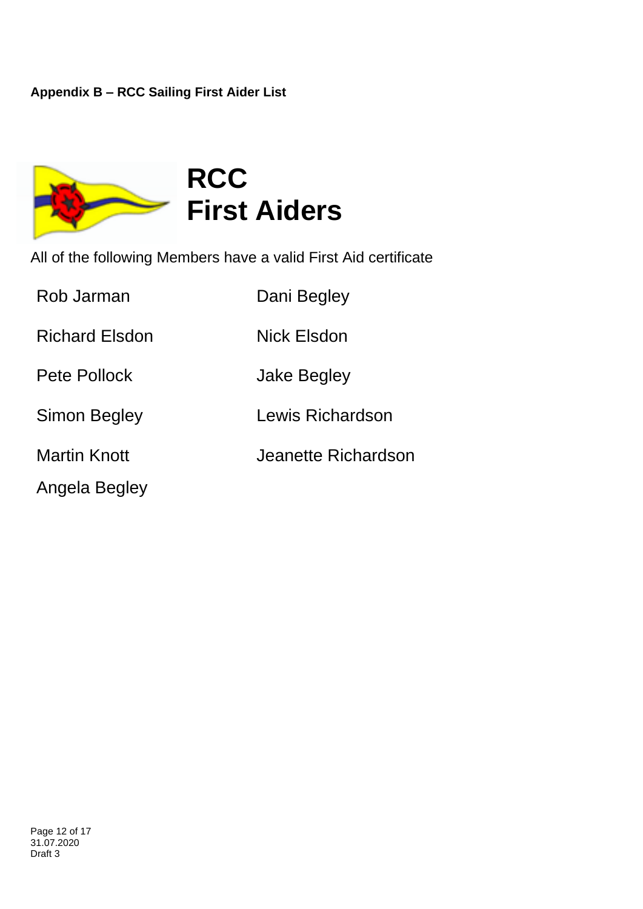**Appendix B – RCC Sailing First Aider List**

# RCC First Aiders

All of the following Members have a valid First Aid certificate

- Rob Jarman
- Richard Elsdon
- Pete Pollock
- Simon Begley
- Martin Knott
- Angela Begley
- Dani Begley
- Nick Elsdon
- Jake Begley
- Lewis Richardson
- Jeanette Richardson

31.07.2020
Draft 3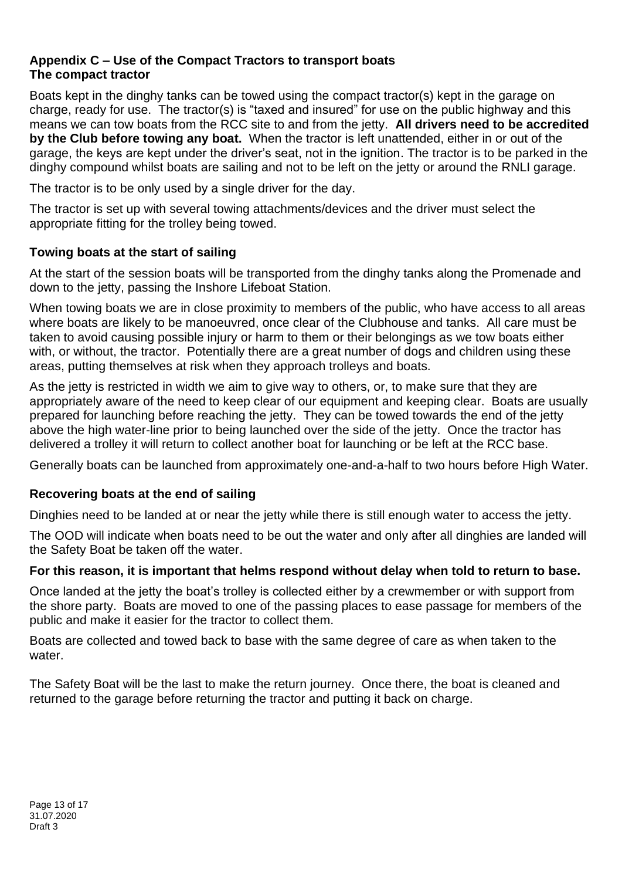## Appendix C – Use of the Compact Tractors to transport boats

### The compact tractor

Boats kept in the dinghy tanks can be towed using the compact tractor(s) kept in the garage on charge, ready for use. The tractor(s) is "taxed and insured" for use on the public highway and this means we can tow boats from the RCC site to and from the jetty. **All drivers need to be accredited by the Club before towing any boat.** When the tractor is left unattended, either in or out of the garage, the keys are kept under the driver's seat, not in the ignition. The tractor is to be parked in the dinghy compound whilst boats are sailing and not to be left on the jetty or around the RNLI garage.

The tractor is to be only used by a single driver for the day.

The tractor is set up with several towing attachments/devices and the driver must select the appropriate fitting for the trolley being towed.

### Towing boats at the start of sailing

At the start of the session boats will be transported from the dinghy tanks along the Promenade and down to the jetty, passing the Inshore Lifeboat Station.

When towing boats we are in close proximity to members of the public, who have access to all areas where boats are likely to be manoeuvred, once clear of the Clubhouse and tanks. All care must be taken to avoid causing possible injury or harm to them or their belongings as we tow boats either with, or without, the tractor. Potentially there are a great number of dogs and children using these areas, putting themselves at risk when they approach trolleys and boats.

As the jetty is restricted in width we aim to give way to others, or, to make sure that they are appropriately aware of the need to keep clear of our equipment and keeping clear. Boats are usually prepared for launching before reaching the jetty. They can be towed towards the end of the jetty above the high water-line prior to being launched over the side of the jetty. Once the tractor has delivered a trolley it will return to collect another boat for launching or be left at the RCC base.

Generally boats can be launched from approximately one-and-a-half to two hours before High Water.

### Recovering boats at the end of sailing

Dinghies need to be landed at or near the jetty while there is still enough water to access the jetty.

The OOD will indicate when boats need to be out the water and only after all dinghies are landed will the Safety Boat be taken off the water.

**For this reason, it is important that helms respond without delay when told to return to base.**

Once landed at the jetty the boat's trolley is collected either by a crewmember or with support from the shore party. Boats are moved to one of the passing places to ease passage for members of the public and make it easier for the tractor to collect them.

Boats are collected and towed back to base with the same degree of care as when taken to the water.

The Safety Boat will be the last to make the return journey. Once there, the boat is cleaned and returned to the garage before returning the tractor and putting it back on charge.

31.07.2020
Draft 3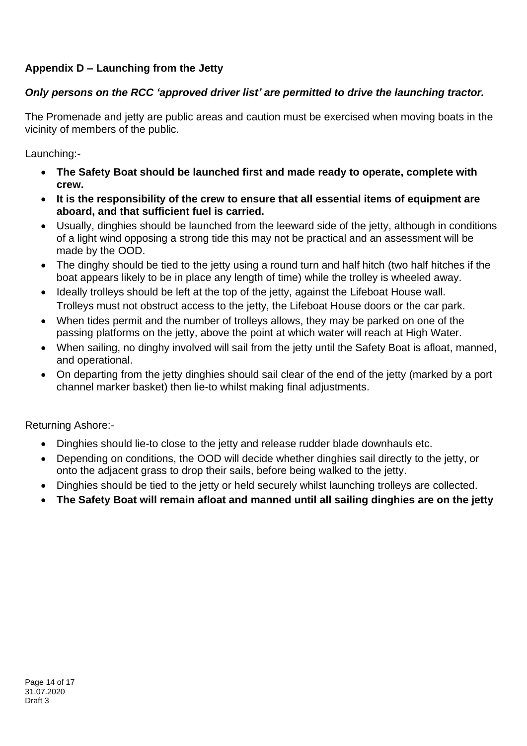**Appendix D – Launching from the Jetty**

***Only persons on the RCC 'approved driver list' are permitted to drive the launching tractor.***

The Promenade and jetty are public areas and caution must be exercised when moving boats in the vicinity of members of the public.

Launching:-

- **The Safety Boat should be launched first and made ready to operate, complete with crew.**
- **It is the responsibility of the crew to ensure that all essential items of equipment are aboard, and that sufficient fuel is carried.**
- Usually, dinghies should be launched from the leeward side of the jetty, although in conditions of a light wind opposing a strong tide this may not be practical and an assessment will be made by the OOD.
- The dinghy should be tied to the jetty using a round turn and half hitch (two half hitches if the boat appears likely to be in place any length of time) while the trolley is wheeled away.
- Ideally trolleys should be left at the top of the jetty, against the Lifeboat House wall. Trolleys must not obstruct access to the jetty, the Lifeboat House doors or the car park.
- When tides permit and the number of trolleys allows, they may be parked on one of the passing platforms on the jetty, above the point at which water will reach at High Water.
- When sailing, no dinghy involved will sail from the jetty until the Safety Boat is afloat, manned, and operational.
- On departing from the jetty dinghies should sail clear of the end of the jetty (marked by a port channel marker basket) then lie-to whilst making final adjustments.

Returning Ashore:-

- Dinghies should lie-to close to the jetty and release rudder blade downhauls etc.
- Depending on conditions, the OOD will decide whether dinghies sail directly to the jetty, or onto the adjacent grass to drop their sails, before being walked to the jetty.
- Dinghies should be tied to the jetty or held securely whilst launching trolleys are collected.
- **The Safety Boat will remain afloat and manned until all sailing dinghies are on the jetty**

31.07.2020
Draft 3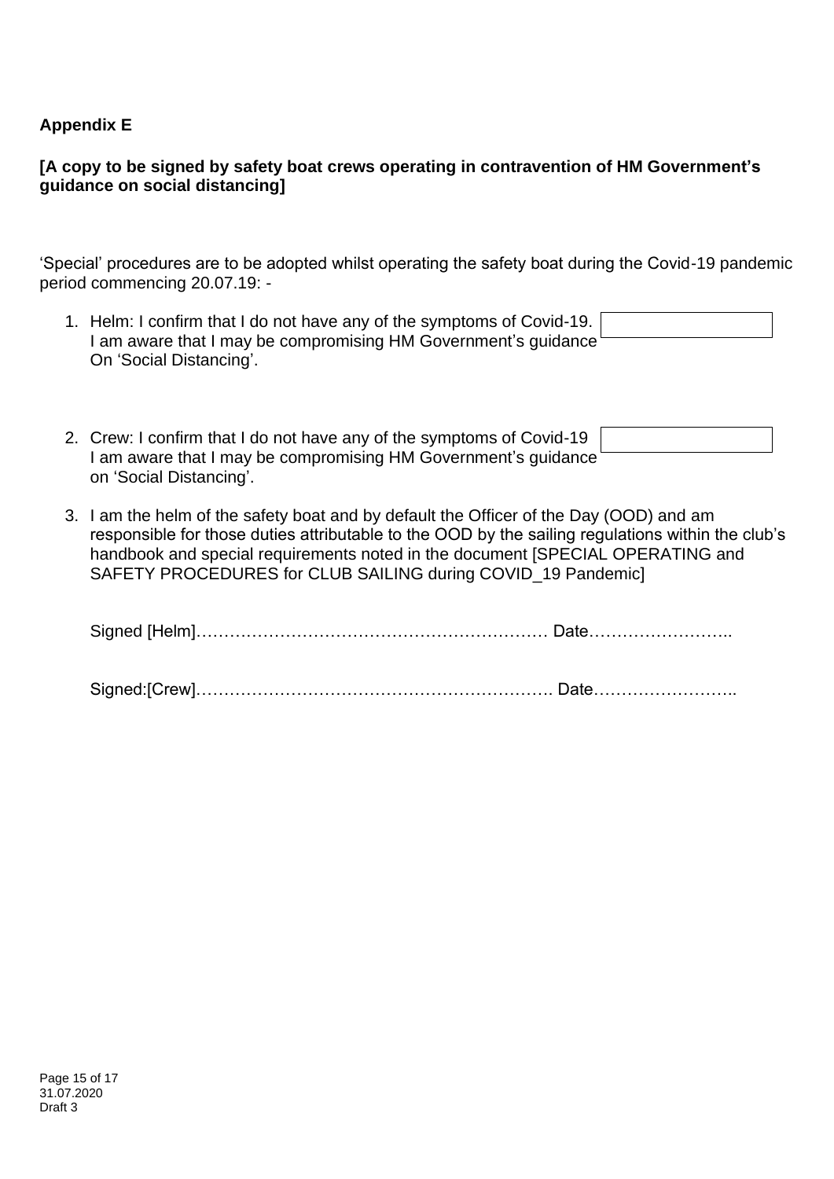**Appendix E**

**[A copy to be signed by safety boat crews operating in contravention of HM Government's guidance on social distancing]**

'Special' procedures are to be adopted whilst operating the safety boat during the Covid-19 pandemic period commencing 20.07.19: -

1. Helm: I confirm that I do not have any of the symptoms of Covid-19. I am aware that I may be compromising HM Government's guidance On 'Social Distancing'.

2. Crew: I confirm that I do not have any of the symptoms of Covid-19 I am aware that I may be compromising HM Government's guidance on 'Social Distancing'.

3. I am the helm of the safety boat and by default the Officer of the Day (OOD) and am responsible for those duties attributable to the OOD by the sailing regulations within the club's handbook and special requirements noted in the document [SPECIAL OPERATING and SAFETY PROCEDURES for CLUB SAILING during COVID_19 Pandemic]

   Signed [Helm]……………………………………………………… Date……………………..

   Signed:[Crew]………………………………………………………. Date……………………..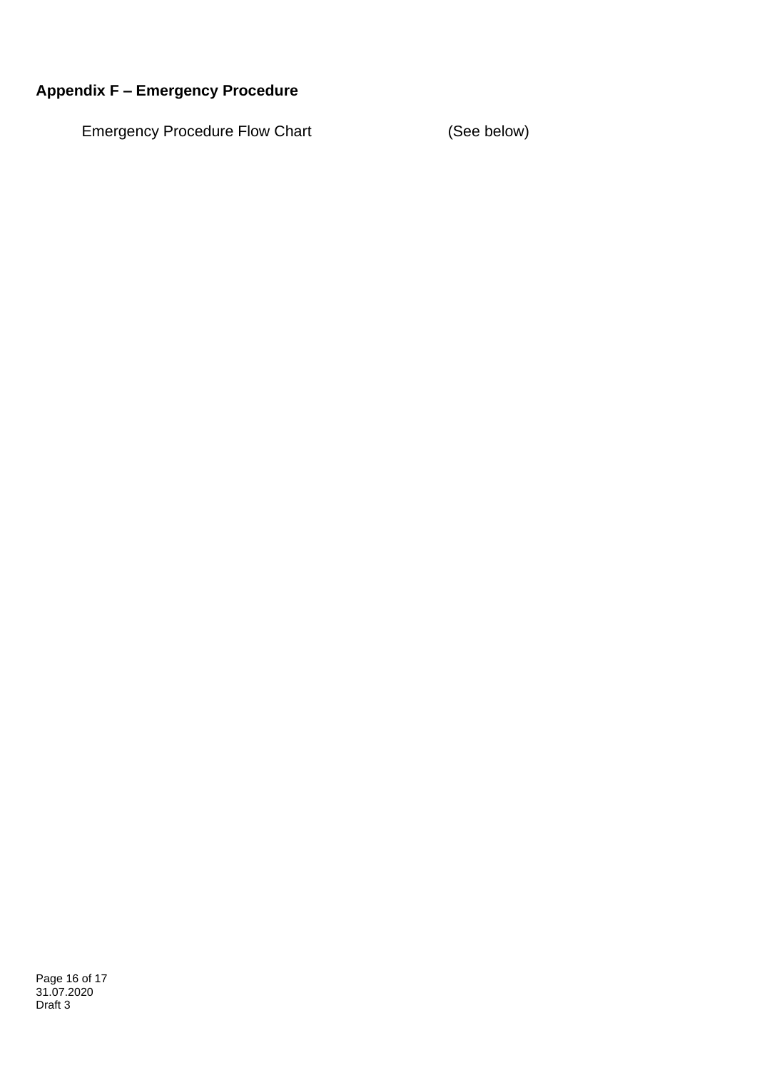## Appendix F – Emergency Procedure

Emergency Procedure Flow Chart (See below)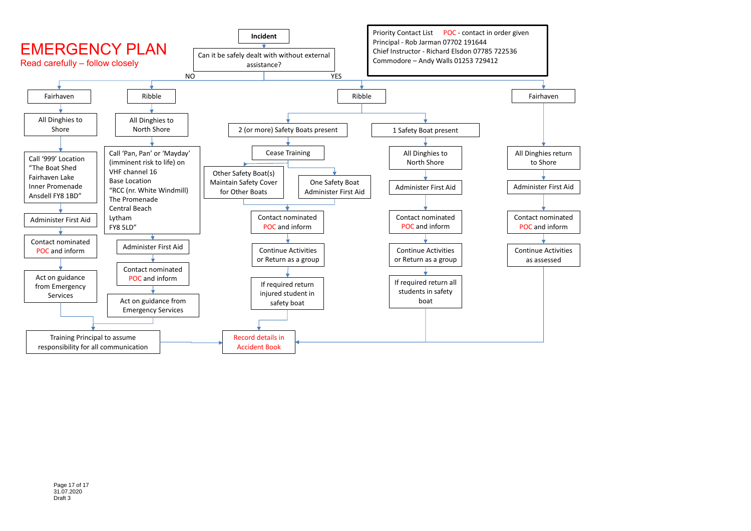# EMERGENCY PLAN

Read carefully – follow closely

**Priority Contact List** — POC - contact in order given

- Principal - Rob Jarman 07702 191644
- Chief Instructor - Richard Elsdon 07785 722536
- Commodore – Andy Walls 01253 729412

**Incident**

Can it be safely dealt with without external assistance?

## NO

### Fairhaven

1. All Dinghies to Shore
2. Call '999' Location "The Boat Shed Fairhaven Lake Inner Promenade Ansdell FY8 1BD"
3. Administer First Aid
4. Contact nominated POC and inform
5. Act on guidance from Emergency Services
6. Training Principal to assume responsibility for all communication
7. Record details in Accident Book

### Ribble

1. All Dinghies to North Shore
2. Call 'Pan, Pan' or 'Mayday' (imminent risk to life) on VHF channel 16 Base Location "RCC (nr. White Windmill) The Promenade Central Beach Lytham FY8 5LD"
3. Administer First Aid
4. Contact nominated POC and inform
5. Act on guidance from Emergency Services
6. Training Principal to assume responsibility for all communication
7. Record details in Accident Book

## YES

### Ribble

**2 (or more) Safety Boats present**

1. Cease Training
2. Other Safety Boat(s) Maintain Safety Cover for Other Boats / One Safety Boat Administer First Aid
3. Contact nominated POC and inform
4. Continue Activities or Return as a group
5. If required return injured student in safety boat
6. Record details in Accident Book

**1 Safety Boat present**

1. All Dinghies to North Shore
2. Administer First Aid
3. Contact nominated POC and inform
4. Continue Activities or Return as a group
5. If required return all students in safety boat
6. Record details in Accident Book

### Fairhaven

1. All Dinghies return to Shore
2. Administer First Aid
3. Contact nominated POC and inform
4. Continue Activities as assessed
5. Record details in Accident Book

31.07.2020
Draft 3